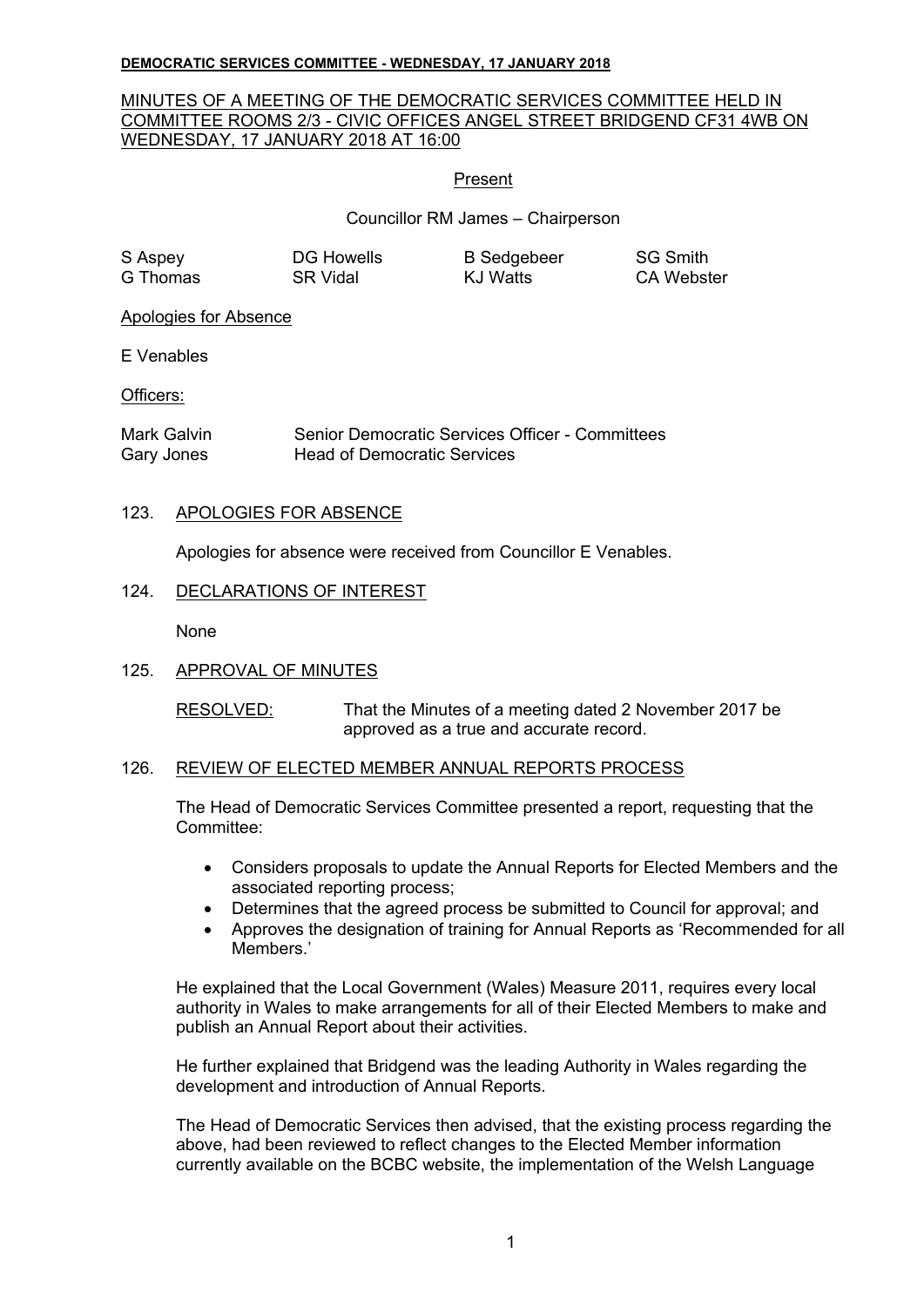**DEMOCRATIC SERVICES COMMITTEE - WEDNESDAY, 17 JANUARY 2018**

MINUTES OF A MEETING OF THE DEMOCRATIC SERVICES COMMITTEE HELD IN COMMITTEE ROOMS 2/3 - CIVIC OFFICES ANGEL STREET BRIDGEND CF31 4WB ON WEDNESDAY, 17 JANUARY 2018 AT 16:00

Present

Councillor RM James – Chairperson

| | | | |
|---|---|---|---|
| S Aspey | DG Howells | B Sedgebeer | SG Smith |
| G Thomas | SR Vidal | KJ Watts | CA Webster |

Apologies for Absence

E Venables

Officers:

| | |
|---|---|
| Mark Galvin | Senior Democratic Services Officer - Committees |
| Gary Jones | Head of Democratic Services |

123. APOLOGIES FOR ABSENCE

Apologies for absence were received from Councillor E Venables.

124. DECLARATIONS OF INTEREST

None

125. APPROVAL OF MINUTES

RESOLVED: That the Minutes of a meeting dated 2 November 2017 be approved as a true and accurate record.

126. REVIEW OF ELECTED MEMBER ANNUAL REPORTS PROCESS

The Head of Democratic Services Committee presented a report, requesting that the Committee:

- Considers proposals to update the Annual Reports for Elected Members and the associated reporting process;
- Determines that the agreed process be submitted to Council for approval; and
- Approves the designation of training for Annual Reports as 'Recommended for all Members.'

He explained that the Local Government (Wales) Measure 2011, requires every local authority in Wales to make arrangements for all of their Elected Members to make and publish an Annual Report about their activities.

He further explained that Bridgend was the leading Authority in Wales regarding the development and introduction of Annual Reports.

The Head of Democratic Services then advised, that the existing process regarding the above, had been reviewed to reflect changes to the Elected Member information currently available on the BCBC website, the implementation of the Welsh Language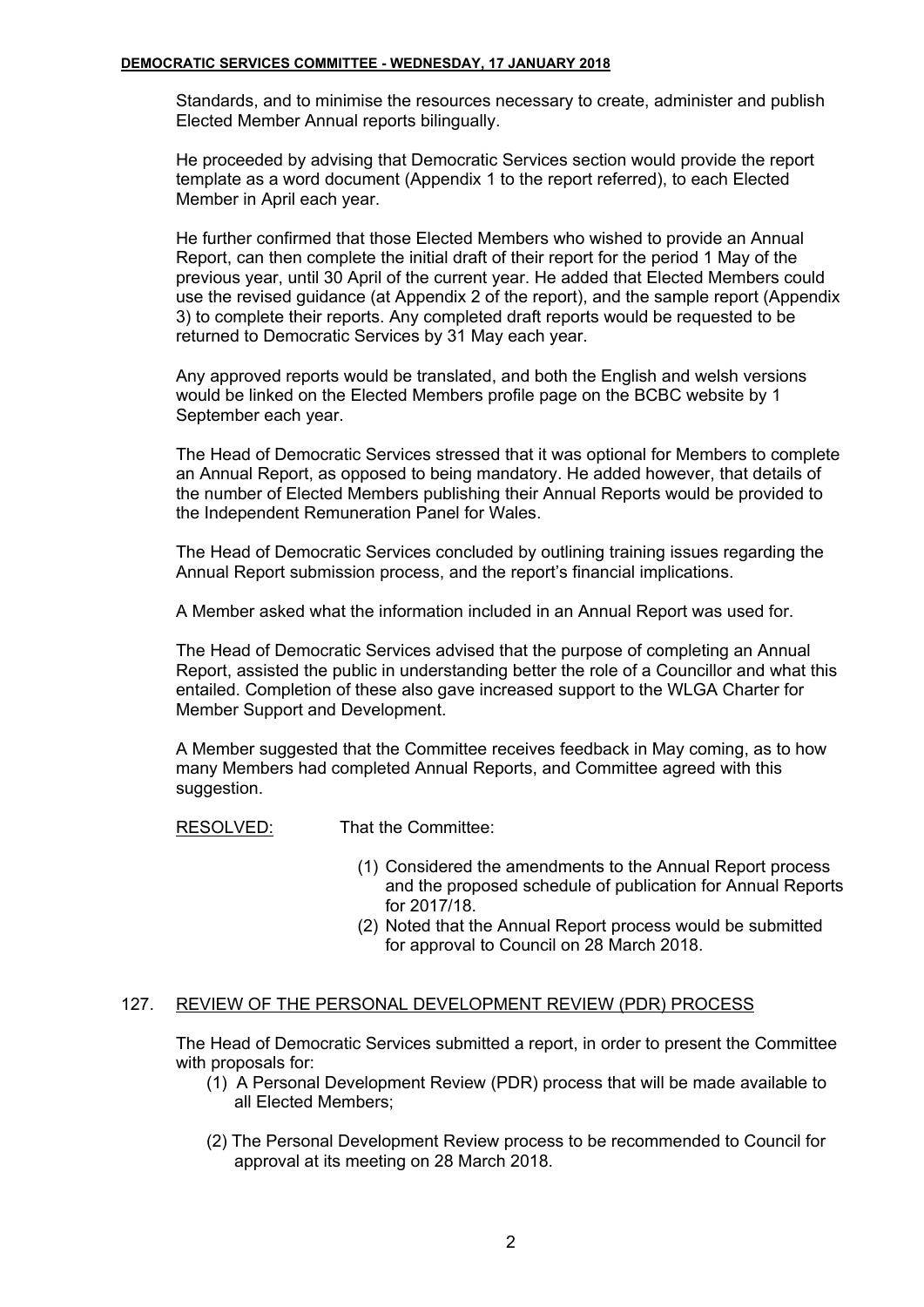Standards, and to minimise the resources necessary to create, administer and publish Elected Member Annual reports bilingually.

He proceeded by advising that Democratic Services section would provide the report template as a word document (Appendix 1 to the report referred), to each Elected Member in April each year.

He further confirmed that those Elected Members who wished to provide an Annual Report, can then complete the initial draft of their report for the period 1 May of the previous year, until 30 April of the current year. He added that Elected Members could use the revised guidance (at Appendix 2 of the report), and the sample report (Appendix 3) to complete their reports. Any completed draft reports would be requested to be returned to Democratic Services by 31 May each year.

Any approved reports would be translated, and both the English and welsh versions would be linked on the Elected Members profile page on the BCBC website by 1 September each year.

The Head of Democratic Services stressed that it was optional for Members to complete an Annual Report, as opposed to being mandatory. He added however, that details of the number of Elected Members publishing their Annual Reports would be provided to the Independent Remuneration Panel for Wales.

The Head of Democratic Services concluded by outlining training issues regarding the Annual Report submission process, and the report's financial implications.

A Member asked what the information included in an Annual Report was used for.

The Head of Democratic Services advised that the purpose of completing an Annual Report, assisted the public in understanding better the role of a Councillor and what this entailed. Completion of these also gave increased support to the WLGA Charter for Member Support and Development.

A Member suggested that the Committee receives feedback in May coming, as to how many Members had completed Annual Reports, and Committee agreed with this suggestion.

RESOLVED: That the Committee:

(1) Considered the amendments to the Annual Report process and the proposed schedule of publication for Annual Reports for 2017/18.
(2) Noted that the Annual Report process would be submitted for approval to Council on 28 March 2018.

## 127. REVIEW OF THE PERSONAL DEVELOPMENT REVIEW (PDR) PROCESS

The Head of Democratic Services submitted a report, in order to present the Committee with proposals for:

(1) A Personal Development Review (PDR) process that will be made available to all Elected Members;

(2) The Personal Development Review process to be recommended to Council for approval at its meeting on 28 March 2018.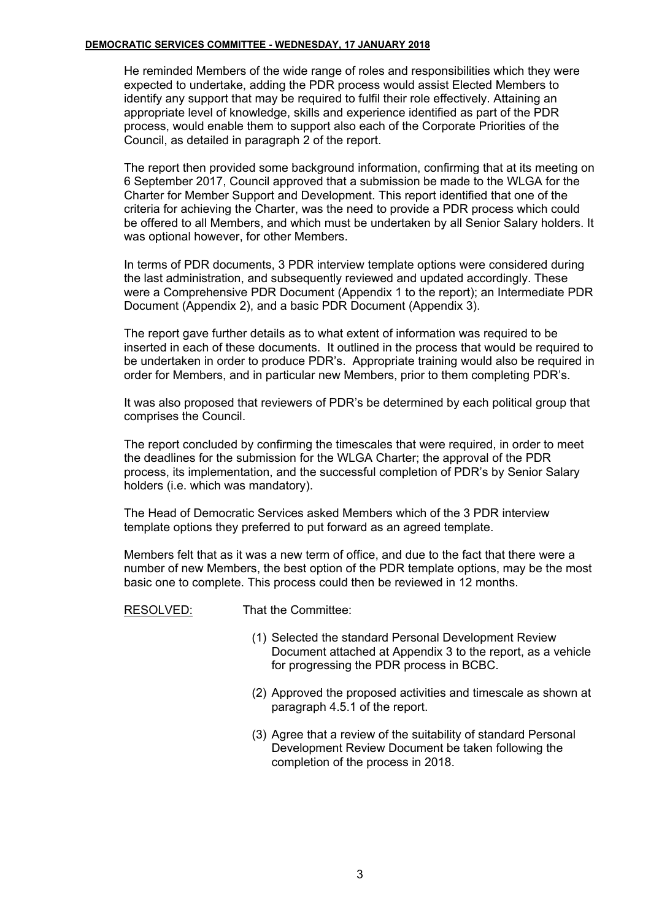He reminded Members of the wide range of roles and responsibilities which they were expected to undertake, adding the PDR process would assist Elected Members to identify any support that may be required to fulfil their role effectively. Attaining an appropriate level of knowledge, skills and experience identified as part of the PDR process, would enable them to support also each of the Corporate Priorities of the Council, as detailed in paragraph 2 of the report.

The report then provided some background information, confirming that at its meeting on 6 September 2017, Council approved that a submission be made to the WLGA for the Charter for Member Support and Development. This report identified that one of the criteria for achieving the Charter, was the need to provide a PDR process which could be offered to all Members, and which must be undertaken by all Senior Salary holders. It was optional however, for other Members.

In terms of PDR documents, 3 PDR interview template options were considered during the last administration, and subsequently reviewed and updated accordingly. These were a Comprehensive PDR Document (Appendix 1 to the report); an Intermediate PDR Document (Appendix 2), and a basic PDR Document (Appendix 3).

The report gave further details as to what extent of information was required to be inserted in each of these documents. It outlined in the process that would be required to be undertaken in order to produce PDR's. Appropriate training would also be required in order for Members, and in particular new Members, prior to them completing PDR's.

It was also proposed that reviewers of PDR's be determined by each political group that comprises the Council.

The report concluded by confirming the timescales that were required, in order to meet the deadlines for the submission for the WLGA Charter; the approval of the PDR process, its implementation, and the successful completion of PDR's by Senior Salary holders (i.e. which was mandatory).

The Head of Democratic Services asked Members which of the 3 PDR interview template options they preferred to put forward as an agreed template.

Members felt that as it was a new term of office, and due to the fact that there were a number of new Members, the best option of the PDR template options, may be the most basic one to complete. This process could then be reviewed in 12 months.

RESOLVED: That the Committee:

(1) Selected the standard Personal Development Review Document attached at Appendix 3 to the report, as a vehicle for progressing the PDR process in BCBC.

(2) Approved the proposed activities and timescale as shown at paragraph 4.5.1 of the report.

(3) Agree that a review of the suitability of standard Personal Development Review Document be taken following the completion of the process in 2018.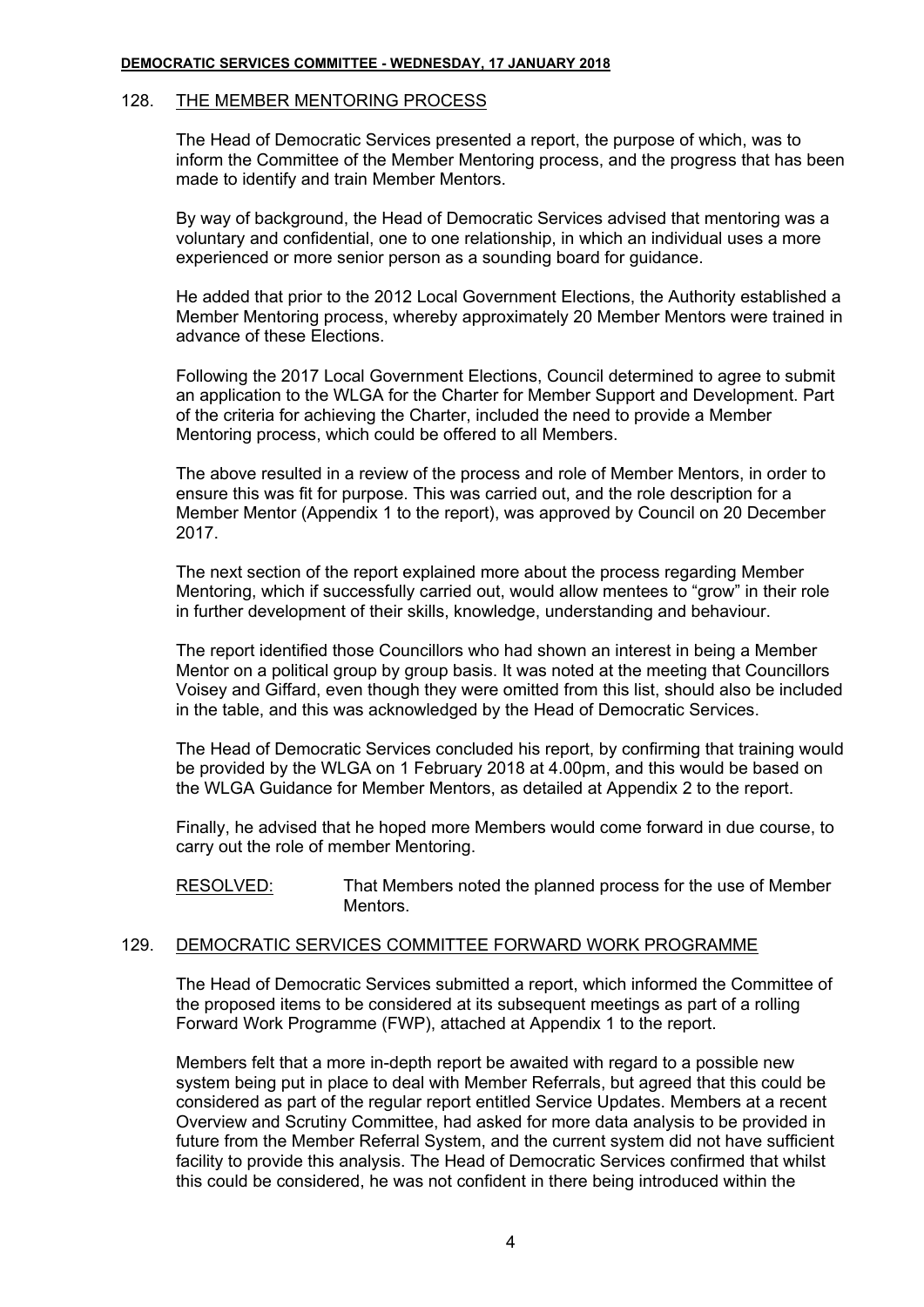## 128. THE MEMBER MENTORING PROCESS

The Head of Democratic Services presented a report, the purpose of which, was to inform the Committee of the Member Mentoring process, and the progress that has been made to identify and train Member Mentors.

By way of background, the Head of Democratic Services advised that mentoring was a voluntary and confidential, one to one relationship, in which an individual uses a more experienced or more senior person as a sounding board for guidance.

He added that prior to the 2012 Local Government Elections, the Authority established a Member Mentoring process, whereby approximately 20 Member Mentors were trained in advance of these Elections.

Following the 2017 Local Government Elections, Council determined to agree to submit an application to the WLGA for the Charter for Member Support and Development. Part of the criteria for achieving the Charter, included the need to provide a Member Mentoring process, which could be offered to all Members.

The above resulted in a review of the process and role of Member Mentors, in order to ensure this was fit for purpose. This was carried out, and the role description for a Member Mentor (Appendix 1 to the report), was approved by Council on 20 December 2017.

The next section of the report explained more about the process regarding Member Mentoring, which if successfully carried out, would allow mentees to "grow" in their role in further development of their skills, knowledge, understanding and behaviour.

The report identified those Councillors who had shown an interest in being a Member Mentor on a political group by group basis. It was noted at the meeting that Councillors Voisey and Giffard, even though they were omitted from this list, should also be included in the table, and this was acknowledged by the Head of Democratic Services.

The Head of Democratic Services concluded his report, by confirming that training would be provided by the WLGA on 1 February 2018 at 4.00pm, and this would be based on the WLGA Guidance for Member Mentors, as detailed at Appendix 2 to the report.

Finally, he advised that he hoped more Members would come forward in due course, to carry out the role of member Mentoring.

RESOLVED: That Members noted the planned process for the use of Member Mentors.

## 129. DEMOCRATIC SERVICES COMMITTEE FORWARD WORK PROGRAMME

The Head of Democratic Services submitted a report, which informed the Committee of the proposed items to be considered at its subsequent meetings as part of a rolling Forward Work Programme (FWP), attached at Appendix 1 to the report.

Members felt that a more in-depth report be awaited with regard to a possible new system being put in place to deal with Member Referrals, but agreed that this could be considered as part of the regular report entitled Service Updates. Members at a recent Overview and Scrutiny Committee, had asked for more data analysis to be provided in future from the Member Referral System, and the current system did not have sufficient facility to provide this analysis. The Head of Democratic Services confirmed that whilst this could be considered, he was not confident in there being introduced within the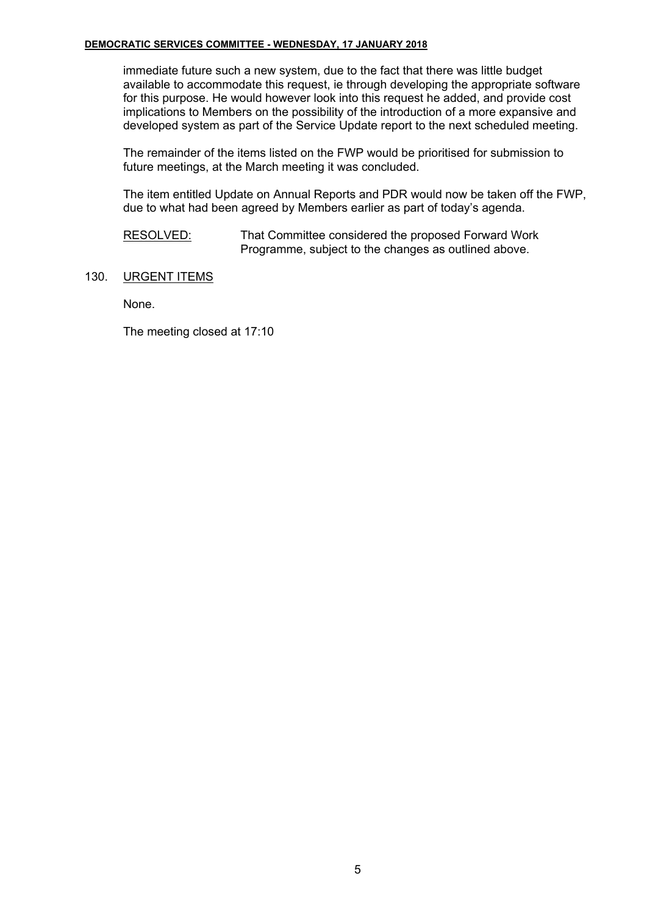immediate future such a new system, due to the fact that there was little budget available to accommodate this request, ie through developing the appropriate software for this purpose. He would however look into this request he added, and provide cost implications to Members on the possibility of the introduction of a more expansive and developed system as part of the Service Update report to the next scheduled meeting.

The remainder of the items listed on the FWP would be prioritised for submission to future meetings, at the March meeting it was concluded.

The item entitled Update on Annual Reports and PDR would now be taken off the FWP, due to what had been agreed by Members earlier as part of today's agenda.

RESOLVED: That Committee considered the proposed Forward Work Programme, subject to the changes as outlined above.

130. URGENT ITEMS

None.

The meeting closed at 17:10